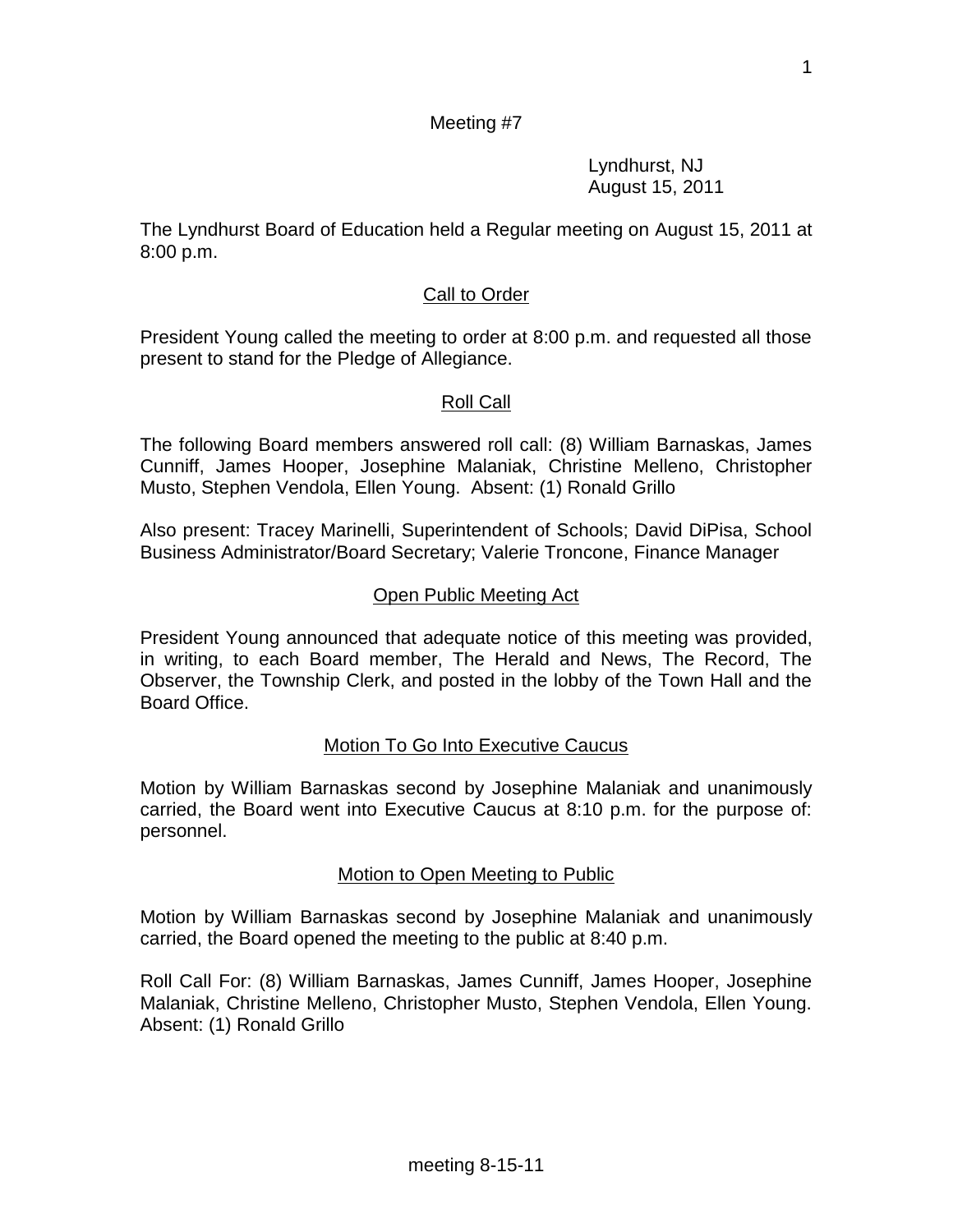Meeting #7

Lyndhurst, NJ
August 15, 2011

The Lyndhurst Board of Education held a Regular meeting on August 15, 2011 at 8:00 p.m.

## Call to Order

President Young called the meeting to order at 8:00 p.m. and requested all those present to stand for the Pledge of Allegiance.

## Roll Call

The following Board members answered roll call: (8) William Barnaskas, James Cunniff, James Hooper, Josephine Malaniak, Christine Melleno, Christopher Musto, Stephen Vendola, Ellen Young. Absent: (1) Ronald Grillo

Also present: Tracey Marinelli, Superintendent of Schools; David DiPisa, School Business Administrator/Board Secretary; Valerie Troncone, Finance Manager

## Open Public Meeting Act

President Young announced that adequate notice of this meeting was provided, in writing, to each Board member, The Herald and News, The Record, The Observer, the Township Clerk, and posted in the lobby of the Town Hall and the Board Office.

## Motion To Go Into Executive Caucus

Motion by William Barnaskas second by Josephine Malaniak and unanimously carried, the Board went into Executive Caucus at 8:10 p.m. for the purpose of: personnel.

## Motion to Open Meeting to Public

Motion by William Barnaskas second by Josephine Malaniak and unanimously carried, the Board opened the meeting to the public at 8:40 p.m.

Roll Call For: (8) William Barnaskas, James Cunniff, James Hooper, Josephine Malaniak, Christine Melleno, Christopher Musto, Stephen Vendola, Ellen Young. Absent: (1) Ronald Grillo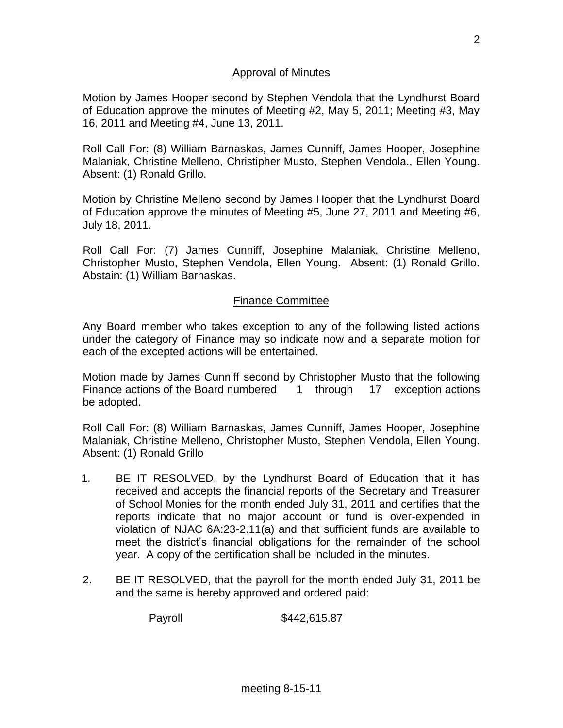## Approval of Minutes

Motion by James Hooper second by Stephen Vendola that the Lyndhurst Board of Education approve the minutes of Meeting #2, May 5, 2011; Meeting #3, May 16, 2011 and Meeting #4, June 13, 2011.

Roll Call For: (8) William Barnaskas, James Cunniff, James Hooper, Josephine Malaniak, Christine Melleno, Christipher Musto, Stephen Vendola., Ellen Young. Absent: (1) Ronald Grillo.

Motion by Christine Melleno second by James Hooper that the Lyndhurst Board of Education approve the minutes of Meeting #5, June 27, 2011 and Meeting #6, July 18, 2011.

Roll Call For: (7) James Cunniff, Josephine Malaniak, Christine Melleno, Christopher Musto, Stephen Vendola, Ellen Young. Absent: (1) Ronald Grillo. Abstain: (1) William Barnaskas.

## Finance Committee

Any Board member who takes exception to any of the following listed actions under the category of Finance may so indicate now and a separate motion for each of the excepted actions will be entertained.

Motion made by James Cunniff second by Christopher Musto that the following Finance actions of the Board numbered 1 through 17 exception actions be adopted.

Roll Call For: (8) William Barnaskas, James Cunniff, James Hooper, Josephine Malaniak, Christine Melleno, Christopher Musto, Stephen Vendola, Ellen Young. Absent: (1) Ronald Grillo

1. BE IT RESOLVED, by the Lyndhurst Board of Education that it has received and accepts the financial reports of the Secretary and Treasurer of School Monies for the month ended July 31, 2011 and certifies that the reports indicate that no major account or fund is over-expended in violation of NJAC 6A:23-2.11(a) and that sufficient funds are available to meet the district's financial obligations for the remainder of the school year. A copy of the certification shall be included in the minutes.

2. BE IT RESOLVED, that the payroll for the month ended July 31, 2011 be and the same is hereby approved and ordered paid:

   Payroll $442,615.87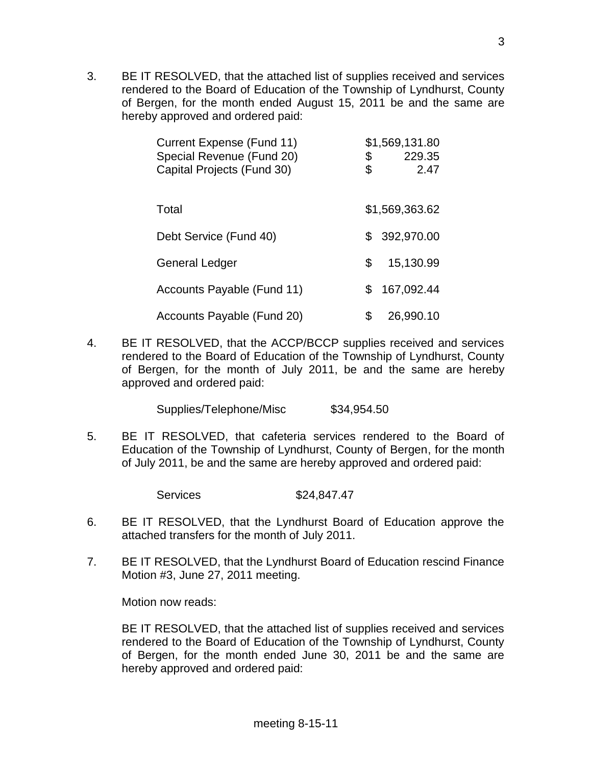3. BE IT RESOLVED, that the attached list of supplies received and services rendered to the Board of Education of the Township of Lyndhurst, County of Bergen, for the month ended August 15, 2011 be and the same are hereby approved and ordered paid:

| | |
|---|---|
| Current Expense (Fund 11) | $1,569,131.80 |
| Special Revenue (Fund 20) | $ 229.35 |
| Capital Projects (Fund 30) | $ 2.47 |
| Total | $1,569,363.62 |
| Debt Service (Fund 40) | $ 392,970.00 |
| General Ledger | $ 15,130.99 |
| Accounts Payable (Fund 11) | $ 167,092.44 |
| Accounts Payable (Fund 20) | $ 26,990.10 |

4. BE IT RESOLVED, that the ACCP/BCCP supplies received and services rendered to the Board of Education of the Township of Lyndhurst, County of Bergen, for the month of July 2011, be and the same are hereby approved and ordered paid:

   Supplies/Telephone/Misc $34,954.50

5. BE IT RESOLVED, that cafeteria services rendered to the Board of Education of the Township of Lyndhurst, County of Bergen, for the month of July 2011, be and the same are hereby approved and ordered paid:

   Services $24,847.47

6. BE IT RESOLVED, that the Lyndhurst Board of Education approve the attached transfers for the month of July 2011.

7. BE IT RESOLVED, that the Lyndhurst Board of Education rescind Finance Motion #3, June 27, 2011 meeting.

   Motion now reads:

   BE IT RESOLVED, that the attached list of supplies received and services rendered to the Board of Education of the Township of Lyndhurst, County of Bergen, for the month ended June 30, 2011 be and the same are hereby approved and ordered paid: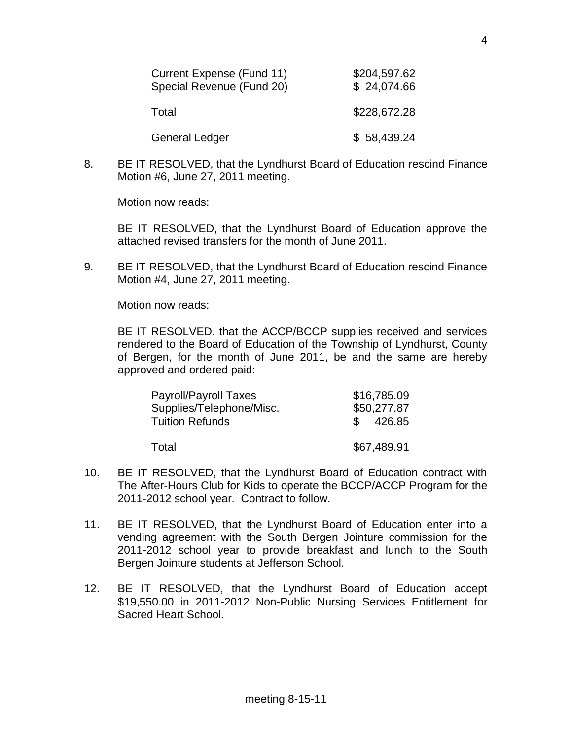| | |
|---|---|
| Current Expense (Fund 11) | $204,597.62 |
| Special Revenue (Fund 20) | $ 24,074.66 |
| Total | $228,672.28 |
| General Ledger | $ 58,439.24 |

8. BE IT RESOLVED, that the Lyndhurst Board of Education rescind Finance Motion #6, June 27, 2011 meeting.

   Motion now reads:

   BE IT RESOLVED, that the Lyndhurst Board of Education approve the attached revised transfers for the month of June 2011.

9. BE IT RESOLVED, that the Lyndhurst Board of Education rescind Finance Motion #4, June 27, 2011 meeting.

   Motion now reads:

   BE IT RESOLVED, that the ACCP/BCCP supplies received and services rendered to the Board of Education of the Township of Lyndhurst, County of Bergen, for the month of June 2011, be and the same are hereby approved and ordered paid:

   | | |
   |---|---|
   | Payroll/Payroll Taxes | $16,785.09 |
   | Supplies/Telephone/Misc. | $50,277.87 |
   | Tuition Refunds | $ 426.85 |
   | Total | $67,489.91 |

10. BE IT RESOLVED, that the Lyndhurst Board of Education contract with The After-Hours Club for Kids to operate the BCCP/ACCP Program for the 2011-2012 school year. Contract to follow.

11. BE IT RESOLVED, that the Lyndhurst Board of Education enter into a vending agreement with the South Bergen Jointure commission for the 2011-2012 school year to provide breakfast and lunch to the South Bergen Jointure students at Jefferson School.

12. BE IT RESOLVED, that the Lyndhurst Board of Education accept $19,550.00 in 2011-2012 Non-Public Nursing Services Entitlement for Sacred Heart School.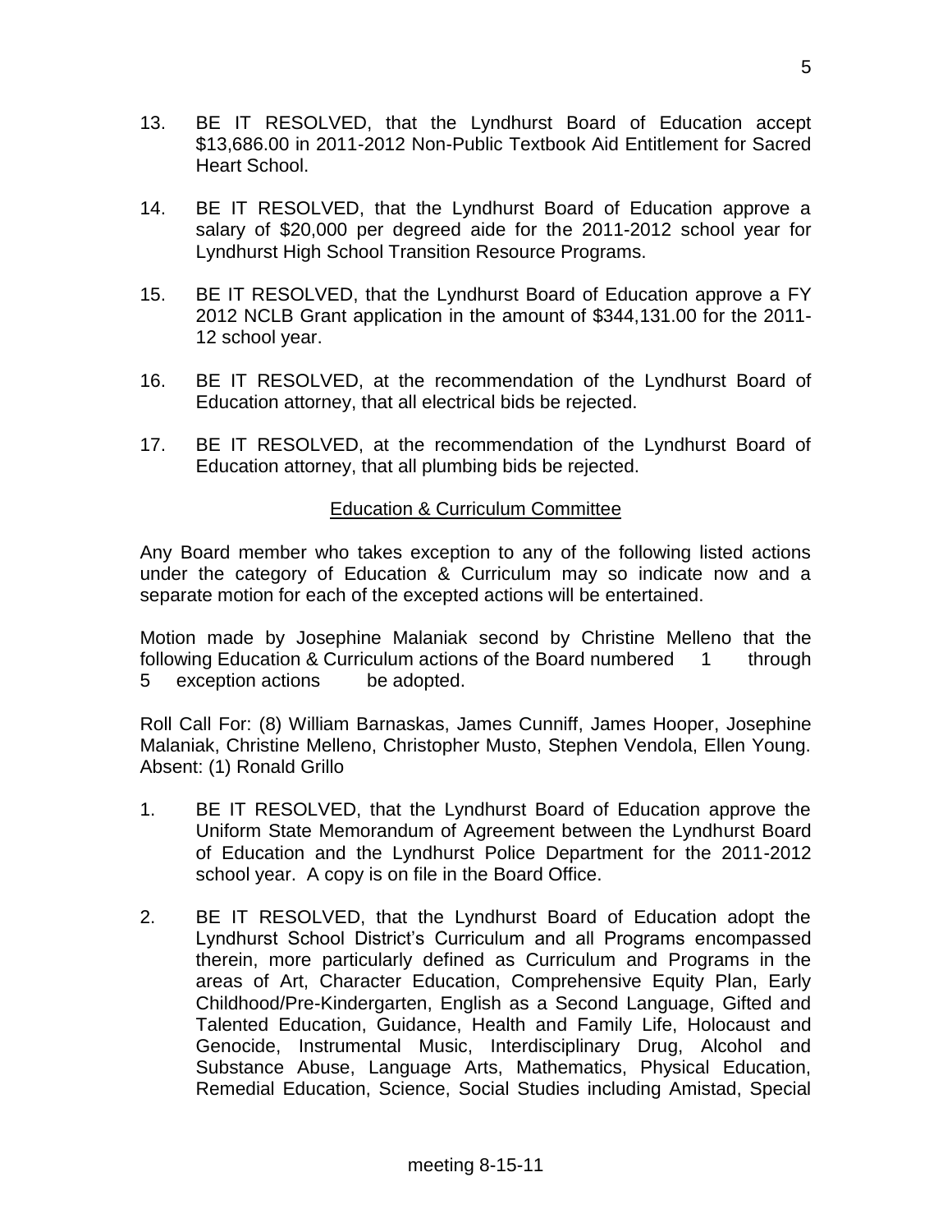13. BE IT RESOLVED, that the Lyndhurst Board of Education accept $13,686.00 in 2011-2012 Non-Public Textbook Aid Entitlement for Sacred Heart School.

14. BE IT RESOLVED, that the Lyndhurst Board of Education approve a salary of $20,000 per degreed aide for the 2011-2012 school year for Lyndhurst High School Transition Resource Programs.

15. BE IT RESOLVED, that the Lyndhurst Board of Education approve a FY 2012 NCLB Grant application in the amount of $344,131.00 for the 2011-12 school year.

16. BE IT RESOLVED, at the recommendation of the Lyndhurst Board of Education attorney, that all electrical bids be rejected.

17. BE IT RESOLVED, at the recommendation of the Lyndhurst Board of Education attorney, that all plumbing bids be rejected.

## Education & Curriculum Committee

Any Board member who takes exception to any of the following listed actions under the category of Education & Curriculum may so indicate now and a separate motion for each of the excepted actions will be entertained.

Motion made by Josephine Malaniak second by Christine Melleno that the following Education & Curriculum actions of the Board numbered 1 through 5 exception actions be adopted.

Roll Call For: (8) William Barnaskas, James Cunniff, James Hooper, Josephine Malaniak, Christine Melleno, Christopher Musto, Stephen Vendola, Ellen Young. Absent: (1) Ronald Grillo

1. BE IT RESOLVED, that the Lyndhurst Board of Education approve the Uniform State Memorandum of Agreement between the Lyndhurst Board of Education and the Lyndhurst Police Department for the 2011-2012 school year. A copy is on file in the Board Office.

2. BE IT RESOLVED, that the Lyndhurst Board of Education adopt the Lyndhurst School District's Curriculum and all Programs encompassed therein, more particularly defined as Curriculum and Programs in the areas of Art, Character Education, Comprehensive Equity Plan, Early Childhood/Pre-Kindergarten, English as a Second Language, Gifted and Talented Education, Guidance, Health and Family Life, Holocaust and Genocide, Instrumental Music, Interdisciplinary Drug, Alcohol and Substance Abuse, Language Arts, Mathematics, Physical Education, Remedial Education, Science, Social Studies including Amistad, Special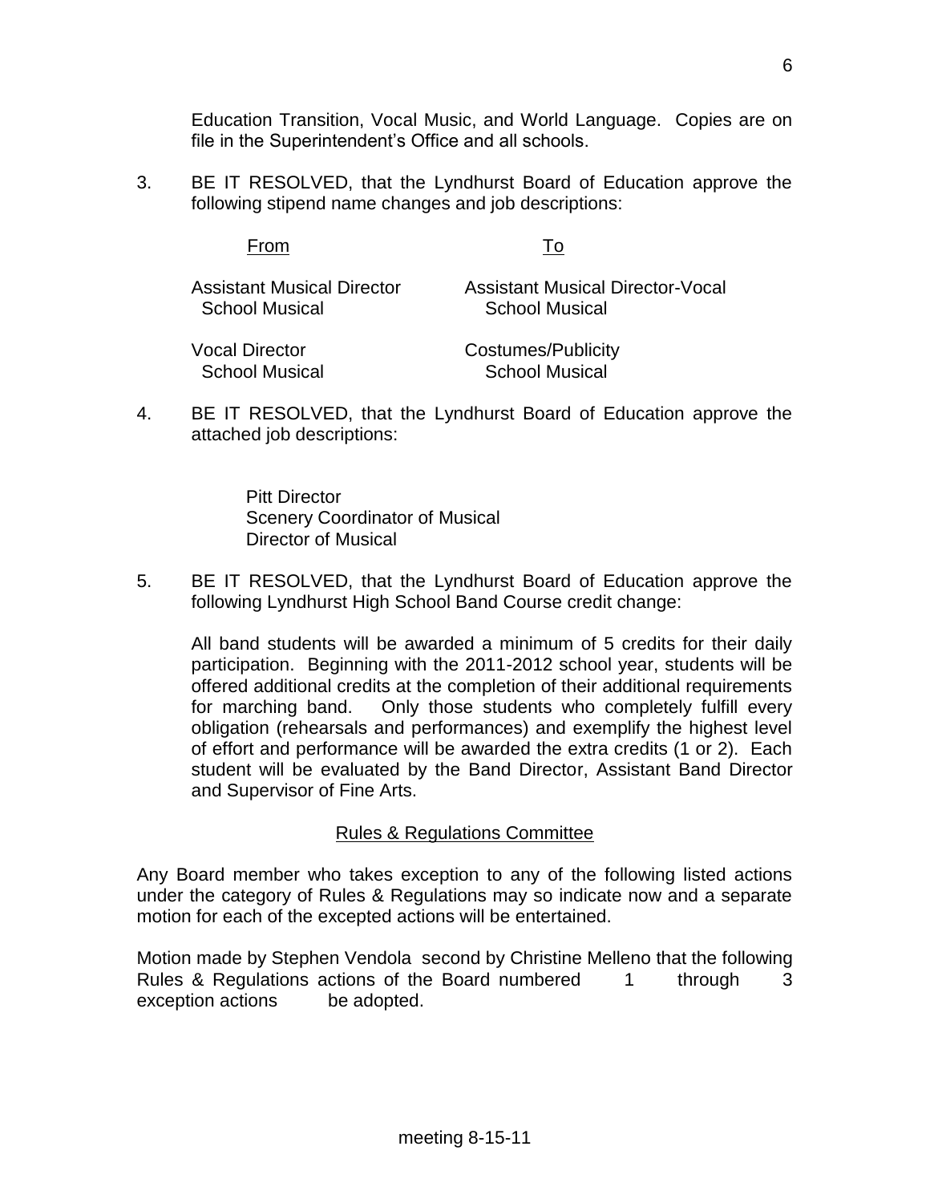Education Transition, Vocal Music, and World Language. Copies are on file in the Superintendent's Office and all schools.

3. BE IT RESOLVED, that the Lyndhurst Board of Education approve the following stipend name changes and job descriptions:

| From | To |
|---|---|
| Assistant Musical Director School Musical | Assistant Musical Director-Vocal School Musical |
| Vocal Director School Musical | Costumes/Publicity School Musical |

4. BE IT RESOLVED, that the Lyndhurst Board of Education approve the attached job descriptions:

   Pitt Director
   Scenery Coordinator of Musical
   Director of Musical

5. BE IT RESOLVED, that the Lyndhurst Board of Education approve the following Lyndhurst High School Band Course credit change:

   All band students will be awarded a minimum of 5 credits for their daily participation. Beginning with the 2011-2012 school year, students will be offered additional credits at the completion of their additional requirements for marching band. Only those students who completely fulfill every obligation (rehearsals and performances) and exemplify the highest level of effort and performance will be awarded the extra credits (1 or 2). Each student will be evaluated by the Band Director, Assistant Band Director and Supervisor of Fine Arts.

## Rules & Regulations Committee

Any Board member who takes exception to any of the following listed actions under the category of Rules & Regulations may so indicate now and a separate motion for each of the excepted actions will be entertained.

Motion made by Stephen Vendola second by Christine Melleno that the following Rules & Regulations actions of the Board numbered 1 through 3 exception actions be adopted.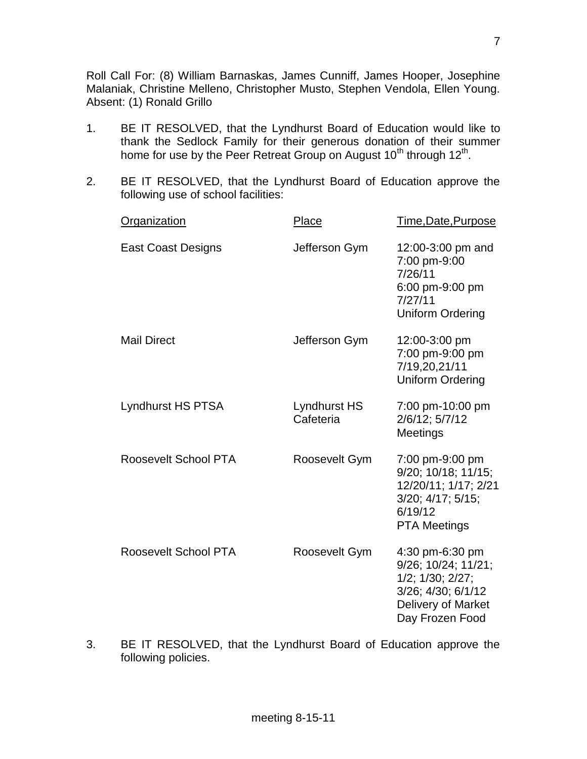Roll Call For: (8) William Barnaskas, James Cunniff, James Hooper, Josephine Malaniak, Christine Melleno, Christopher Musto, Stephen Vendola, Ellen Young. Absent: (1) Ronald Grillo

1. BE IT RESOLVED, that the Lyndhurst Board of Education would like to thank the Sedlock Family for their generous donation of their summer home for use by the Peer Retreat Group on August 10th through 12th.

2. BE IT RESOLVED, that the Lyndhurst Board of Education approve the following use of school facilities:

| Organization | Place | Time,Date,Purpose |
|---|---|---|
| East Coast Designs | Jefferson Gym | 12:00-3:00 pm and 7:00 pm-9:00 7/26/11 6:00 pm-9:00 pm 7/27/11 Uniform Ordering |
| Mail Direct | Jefferson Gym | 12:00-3:00 pm 7:00 pm-9:00 pm 7/19,20,21/11 Uniform Ordering |
| Lyndhurst HS PTSA | Lyndhurst HS Cafeteria | 7:00 pm-10:00 pm 2/6/12; 5/7/12 Meetings |
| Roosevelt School PTA | Roosevelt Gym | 7:00 pm-9:00 pm 9/20; 10/18; 11/15; 12/20/11; 1/17; 2/21 3/20; 4/17; 5/15; 6/19/12 PTA Meetings |
| Roosevelt School PTA | Roosevelt Gym | 4:30 pm-6:30 pm 9/26; 10/24; 11/21; 1/2; 1/30; 2/27; 3/26; 4/30; 6/1/12 Delivery of Market Day Frozen Food |

3. BE IT RESOLVED, that the Lyndhurst Board of Education approve the following policies.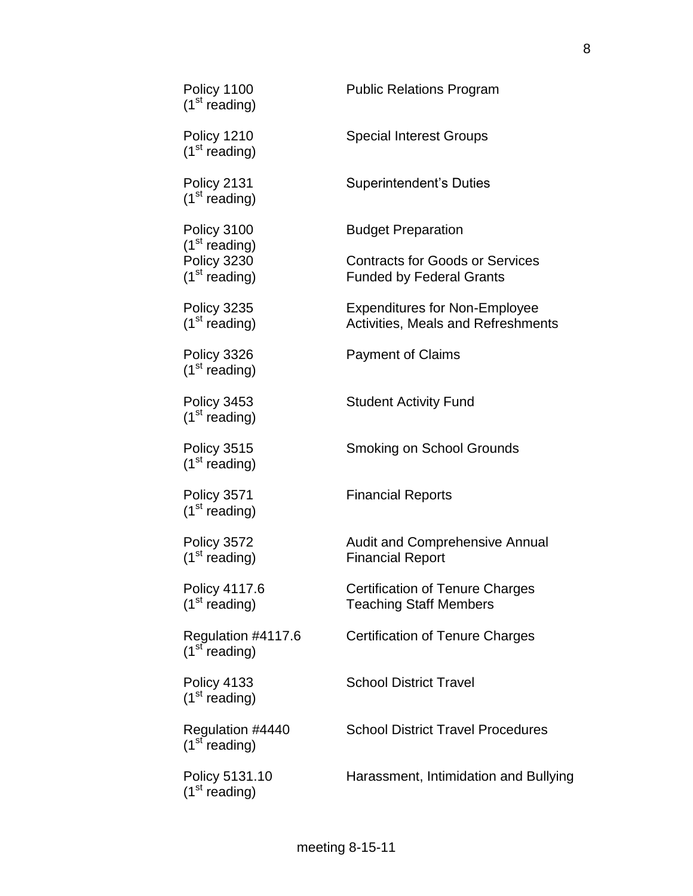| | |
|---|---|
| Policy 1100 (1st reading) | Public Relations Program |
| Policy 1210 (1st reading) | Special Interest Groups |
| Policy 2131 (1st reading) | Superintendent's Duties |
| Policy 3100 (1st reading) | Budget Preparation |
| Policy 3230 (1st reading) | Contracts for Goods or Services Funded by Federal Grants |
| Policy 3235 (1st reading) | Expenditures for Non-Employee Activities, Meals and Refreshments |
| Policy 3326 (1st reading) | Payment of Claims |
| Policy 3453 (1st reading) | Student Activity Fund |
| Policy 3515 (1st reading) | Smoking on School Grounds |
| Policy 3571 (1st reading) | Financial Reports |
| Policy 3572 (1st reading) | Audit and Comprehensive Annual Financial Report |
| Policy 4117.6 (1st reading) | Certification of Tenure Charges Teaching Staff Members |
| Regulation #4117.6 (1st reading) | Certification of Tenure Charges |
| Policy 4133 (1st reading) | School District Travel |
| Regulation #4440 (1st reading) | School District Travel Procedures |
| Policy 5131.10 (1st reading) | Harassment, Intimidation and Bullying |

meeting 8-15-11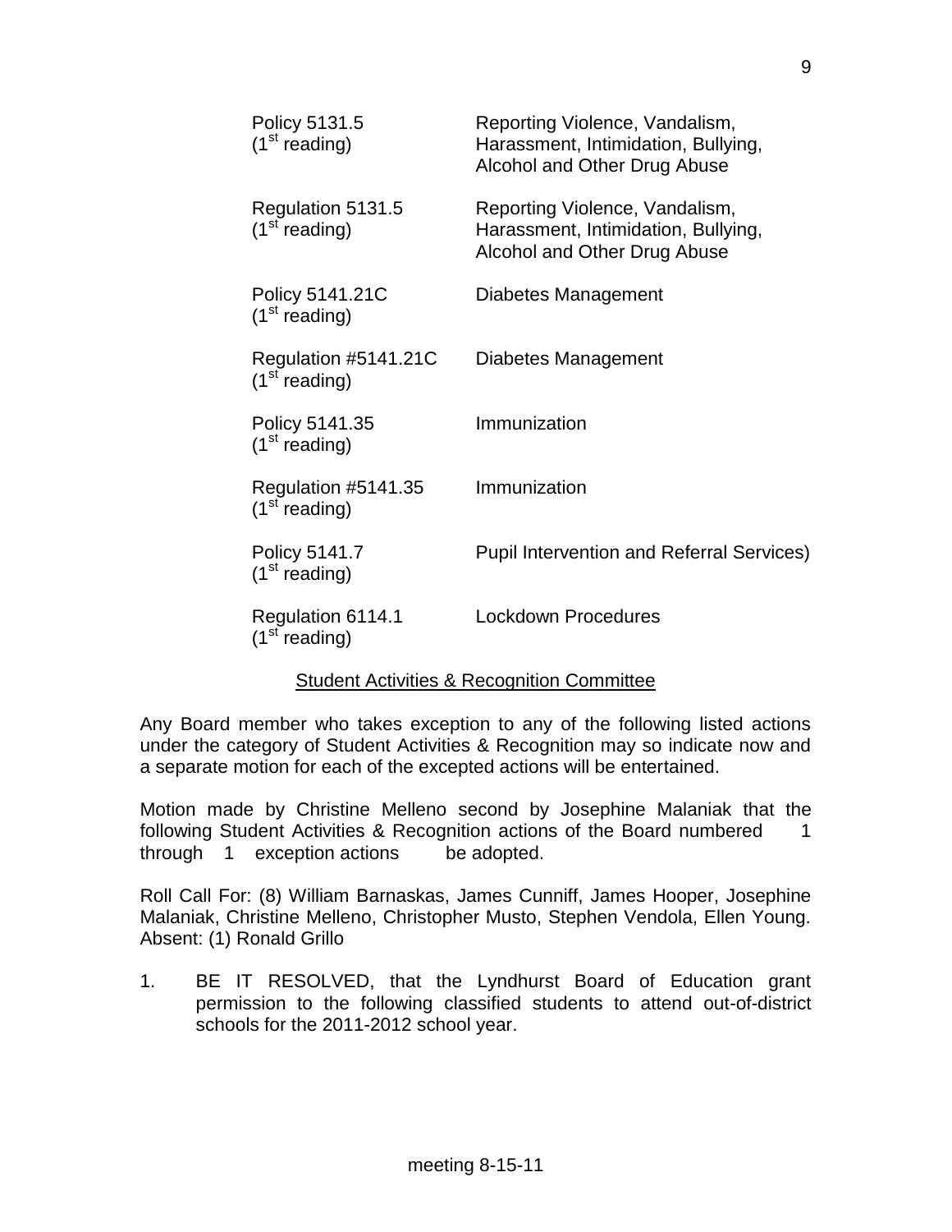| | |
|---|---|
| Policy 5131.5 ($1^{st}$ reading) | Reporting Violence, Vandalism, Harassment, Intimidation, Bullying, Alcohol and Other Drug Abuse |
| Regulation 5131.5 ($1^{st}$ reading) | Reporting Violence, Vandalism, Harassment, Intimidation, Bullying, Alcohol and Other Drug Abuse |
| Policy 5141.21C ($1^{st}$ reading) | Diabetes Management |
| Regulation #5141.21C ($1^{st}$ reading) | Diabetes Management |
| Policy 5141.35 ($1^{st}$ reading) | Immunization |
| Regulation #5141.35 ($1^{st}$ reading) | Immunization |
| Policy 5141.7 ($1^{st}$ reading) | Pupil Intervention and Referral Services) |
| Regulation 6114.1 ($1^{st}$ reading) | Lockdown Procedures |

<u>Student Activities & Recognition Committee</u>

Any Board member who takes exception to any of the following listed actions under the category of Student Activities & Recognition may so indicate now and a separate motion for each of the excepted actions will be entertained.

Motion made by Christine Melleno second by Josephine Malaniak that the following Student Activities & Recognition actions of the Board numbered 1 through 1 exception actions be adopted.

Roll Call For: (8) William Barnaskas, James Cunniff, James Hooper, Josephine Malaniak, Christine Melleno, Christopher Musto, Stephen Vendola, Ellen Young. Absent: (1) Ronald Grillo

1. BE IT RESOLVED, that the Lyndhurst Board of Education grant permission to the following classified students to attend out-of-district schools for the 2011-2012 school year.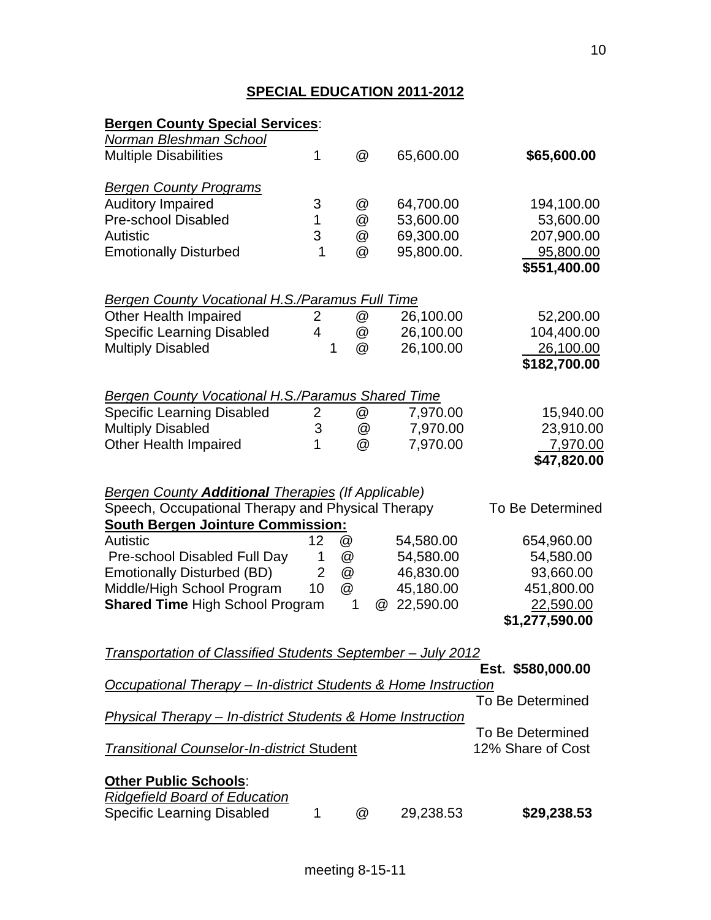## SPECIAL EDUCATION 2011-2012

**Bergen County Special Services**:

*Norman Bleshman School*

| | | | | |
|---|---|---|---|---|
| Multiple Disabilities | 1 | @ | 65,600.00 | **$65,600.00** |

*Bergen County Programs*

| | | | | |
|---|---|---|---|---|
| Auditory Impaired | 3 | @ | 64,700.00 | 194,100.00 |
| Pre-school Disabled | 1 | @ | 53,600.00 | 53,600.00 |
| Autistic | 3 | @ | 69,300.00 | 207,900.00 |
| Emotionally Disturbed | 1 | @ | 95,800.00. | 95,800.00 |
| | | | | **$551,400.00** |

*Bergen County Vocational H.S./Paramus Full Time*

| | | | | |
|---|---|---|---|---|
| Other Health Impaired | 2 | @ | 26,100.00 | 52,200.00 |
| Specific Learning Disabled | 4 | @ | 26,100.00 | 104,400.00 |
| Multiply Disabled | 1 | @ | 26,100.00 | 26,100.00 |
| | | | | **$182,700.00** |

*Bergen County Vocational H.S./Paramus Shared Time*

| | | | | |
|---|---|---|---|---|
| Specific Learning Disabled | 2 | @ | 7,970.00 | 15,940.00 |
| Multiply Disabled | 3 | @ | 7,970.00 | 23,910.00 |
| Other Health Impaired | 1 | @ | 7,970.00 | 7,970.00 |
| | | | | **$47,820.00** |

*Bergen County **Additional** Therapies (If Applicable)*

Speech, Occupational Therapy and Physical Therapy — To Be Determined

**South Bergen Jointure Commission:**

| | | | | |
|---|---|---|---|---|
| Autistic | 12 | @ | 54,580.00 | 654,960.00 |
| Pre-school Disabled Full Day | 1 | @ | 54,580.00 | 54,580.00 |
| Emotionally Disturbed (BD) | 2 | @ | 46,830.00 | 93,660.00 |
| Middle/High School Program | 10 | @ | 45,180.00 | 451,800.00 |
| **Shared Time** High School Program | 1 | @ | 22,590.00 | 22,590.00 |
| | | | | **$1,277,590.00** |

*Transportation of Classified Students September – July 2012* — **Est. $580,000.00**

*Occupational Therapy – In-district Students & Home Instruction* — To Be Determined

*Physical Therapy – In-district Students & Home Instruction* — To Be Determined

*Transitional Counselor-In-district* Student — 12% Share of Cost

**Other Public Schools**:

*Ridgefield Board of Education*

| | | | | |
|---|---|---|---|---|
| Specific Learning Disabled | 1 | @ | 29,238.53 | **$29,238.53** |

meeting 8-15-11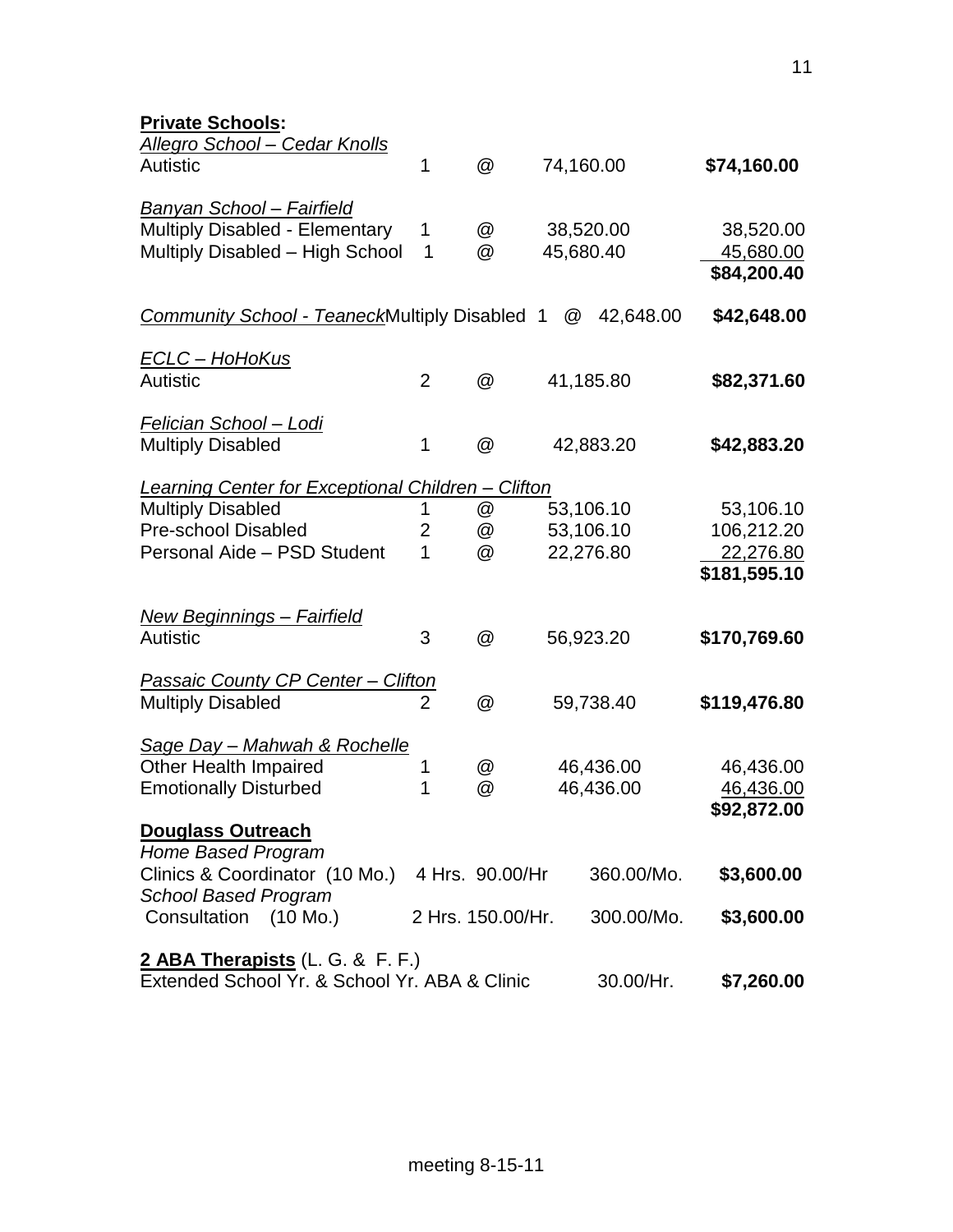**Private Schools:**

| | | | | |
|---|---|---|---|---|
| *Allegro School – Cedar Knolls* | | | | |
| Autistic | 1 | @ | 74,160.00 | **$74,160.00** |
| | | | | |
| *Banyan School – Fairfield* | | | | |
| Multiply Disabled - Elementary | 1 | @ | 38,520.00 | 38,520.00 |
| Multiply Disabled – High School | 1 | @ | 45,680.40 | 45,680.00 |
| | | | | **$84,200.40** |
| | | | | |
| *Community School - Teaneck* Multiply Disabled | 1 | @ | 42,648.00 | **$42,648.00** |
| | | | | |
| *ECLC – HoHoKus* | | | | |
| Autistic | 2 | @ | 41,185.80 | **$82,371.60** |
| | | | | |
| *Felician School – Lodi* | | | | |
| Multiply Disabled | 1 | @ | 42,883.20 | **$42,883.20** |
| | | | | |
| *Learning Center for Exceptional Children – Clifton* | | | | |
| Multiply Disabled | 1 | @ | 53,106.10 | 53,106.10 |
| Pre-school Disabled | 2 | @ | 53,106.10 | 106,212.20 |
| Personal Aide – PSD Student | 1 | @ | 22,276.80 | 22,276.80 |
| | | | | **$181,595.10** |
| | | | | |
| *New Beginnings – Fairfield* | | | | |
| Autistic | 3 | @ | 56,923.20 | **$170,769.60** |
| | | | | |
| *Passaic County CP Center – Clifton* | | | | |
| Multiply Disabled | 2 | @ | 59,738.40 | **$119,476.80** |
| | | | | |
| *Sage Day – Mahwah & Rochelle* | | | | |
| Other Health Impaired | 1 | @ | 46,436.00 | 46,436.00 |
| Emotionally Disturbed | 1 | @ | 46,436.00 | 46,436.00 |
| | | | | **$92,872.00** |

**Douglass Outreach**

| | | | |
|---|---|---|---|
| *Home Based Program* | | | |
| Clinics & Coordinator (10 Mo.) | 4 Hrs. 90.00/Hr | 360.00/Mo. | **$3,600.00** |
| *School Based Program* | | | |
| Consultation (10 Mo.) | 2 Hrs. 150.00/Hr. | 300.00/Mo. | **$3,600.00** |

**2 ABA Therapists** (L. G. & F. F.)

| | | |
|---|---|---|
| Extended School Yr. & School Yr. ABA & Clinic | 30.00/Hr. | **$7,260.00** |

meeting 8-15-11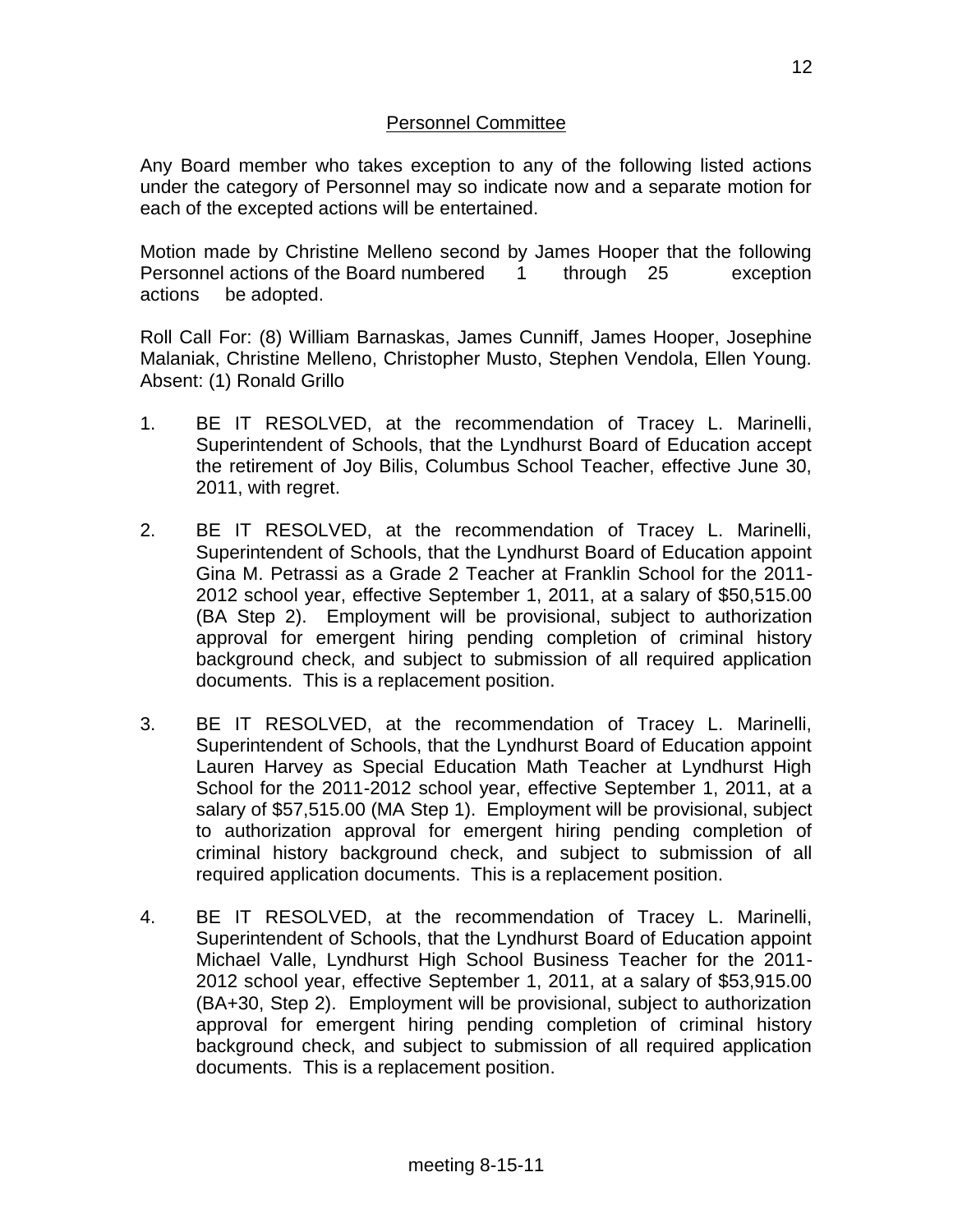## Personnel Committee

Any Board member who takes exception to any of the following listed actions under the category of Personnel may so indicate now and a separate motion for each of the excepted actions will be entertained.

Motion made by Christine Melleno second by James Hooper that the following Personnel actions of the Board numbered 1 through 25 exception actions be adopted.

Roll Call For: (8) William Barnaskas, James Cunniff, James Hooper, Josephine Malaniak, Christine Melleno, Christopher Musto, Stephen Vendola, Ellen Young. Absent: (1) Ronald Grillo

1. BE IT RESOLVED, at the recommendation of Tracey L. Marinelli, Superintendent of Schools, that the Lyndhurst Board of Education accept the retirement of Joy Bilis, Columbus School Teacher, effective June 30, 2011, with regret.

2. BE IT RESOLVED, at the recommendation of Tracey L. Marinelli, Superintendent of Schools, that the Lyndhurst Board of Education appoint Gina M. Petrassi as a Grade 2 Teacher at Franklin School for the 2011-2012 school year, effective September 1, 2011, at a salary of $50,515.00 (BA Step 2). Employment will be provisional, subject to authorization approval for emergent hiring pending completion of criminal history background check, and subject to submission of all required application documents. This is a replacement position.

3. BE IT RESOLVED, at the recommendation of Tracey L. Marinelli, Superintendent of Schools, that the Lyndhurst Board of Education appoint Lauren Harvey as Special Education Math Teacher at Lyndhurst High School for the 2011-2012 school year, effective September 1, 2011, at a salary of $57,515.00 (MA Step 1). Employment will be provisional, subject to authorization approval for emergent hiring pending completion of criminal history background check, and subject to submission of all required application documents. This is a replacement position.

4. BE IT RESOLVED, at the recommendation of Tracey L. Marinelli, Superintendent of Schools, that the Lyndhurst Board of Education appoint Michael Valle, Lyndhurst High School Business Teacher for the 2011-2012 school year, effective September 1, 2011, at a salary of $53,915.00 (BA+30, Step 2). Employment will be provisional, subject to authorization approval for emergent hiring pending completion of criminal history background check, and subject to submission of all required application documents. This is a replacement position.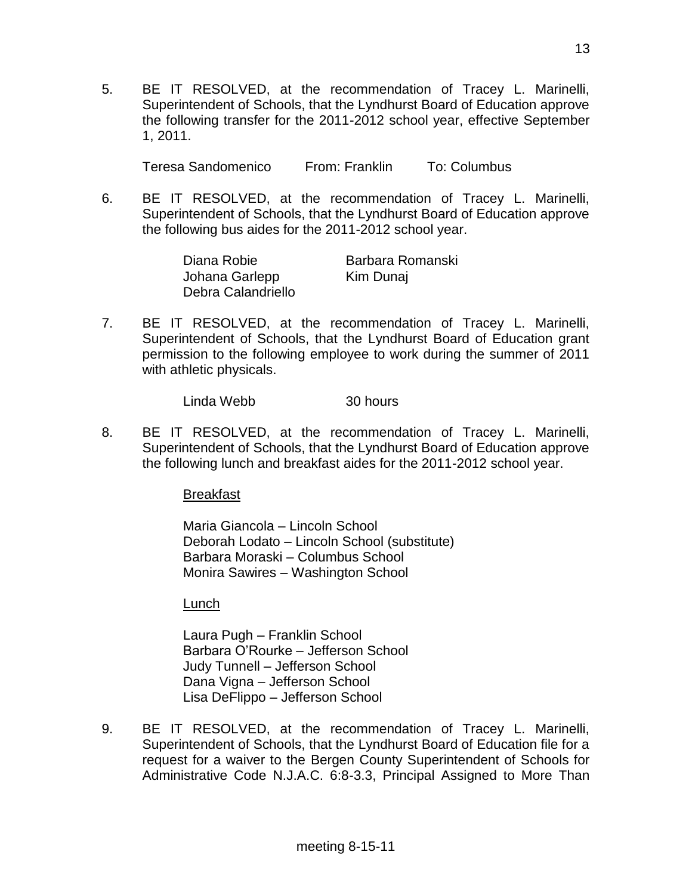5. BE IT RESOLVED, at the recommendation of Tracey L. Marinelli, Superintendent of Schools, that the Lyndhurst Board of Education approve the following transfer for the 2011-2012 school year, effective September 1, 2011.

   Teresa Sandomenico From: Franklin To: Columbus

6. BE IT RESOLVED, at the recommendation of Tracey L. Marinelli, Superintendent of Schools, that the Lyndhurst Board of Education approve the following bus aides for the 2011-2012 school year.

   | | |
   |---|---|
   | Diana Robie | Barbara Romanski |
   | Johana Garlepp | Kim Dunaj |
   | Debra Calandriello | |

7. BE IT RESOLVED, at the recommendation of Tracey L. Marinelli, Superintendent of Schools, that the Lyndhurst Board of Education grant permission to the following employee to work during the summer of 2011 with athletic physicals.

   Linda Webb 30 hours

8. BE IT RESOLVED, at the recommendation of Tracey L. Marinelli, Superintendent of Schools, that the Lyndhurst Board of Education approve the following lunch and breakfast aides for the 2011-2012 school year.

   Breakfast

   Maria Giancola – Lincoln School
   Deborah Lodato – Lincoln School (substitute)
   Barbara Moraski – Columbus School
   Monira Sawires – Washington School

   Lunch

   Laura Pugh – Franklin School
   Barbara O'Rourke – Jefferson School
   Judy Tunnell – Jefferson School
   Dana Vigna – Jefferson School
   Lisa DeFlippo – Jefferson School

9. BE IT RESOLVED, at the recommendation of Tracey L. Marinelli, Superintendent of Schools, that the Lyndhurst Board of Education file for a request for a waiver to the Bergen County Superintendent of Schools for Administrative Code N.J.A.C. 6:8-3.3, Principal Assigned to More Than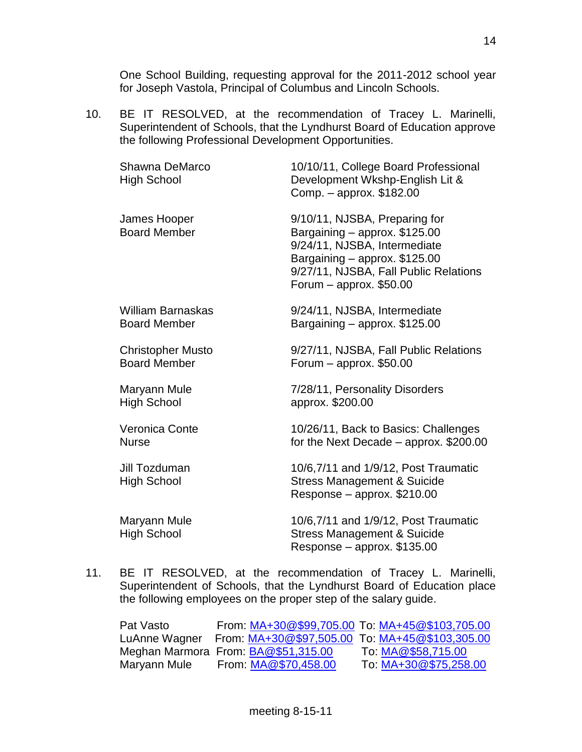One School Building, requesting approval for the 2011-2012 school year for Joseph Vastola, Principal of Columbus and Lincoln Schools.

10. BE IT RESOLVED, at the recommendation of Tracey L. Marinelli, Superintendent of Schools, that the Lyndhurst Board of Education approve the following Professional Development Opportunities.

| | |
|---|---|
| Shawna DeMarco<br>High School | 10/10/11, College Board Professional Development Wkshp-English Lit & Comp. – approx. $182.00 |
| James Hooper<br>Board Member | 9/10/11, NJSBA, Preparing for Bargaining – approx. $125.00<br>9/24/11, NJSBA, Intermediate Bargaining – approx. $125.00<br>9/27/11, NJSBA, Fall Public Relations Forum – approx. $50.00 |
| William Barnaskas<br>Board Member | 9/24/11, NJSBA, Intermediate Bargaining – approx. $125.00 |
| Christopher Musto<br>Board Member | 9/27/11, NJSBA, Fall Public Relations Forum – approx. $50.00 |
| Maryann Mule<br>High School | 7/28/11, Personality Disorders approx. $200.00 |
| Veronica Conte<br>Nurse | 10/26/11, Back to Basics: Challenges for the Next Decade – approx. $200.00 |
| Jill Tozduman<br>High School | 10/6,7/11 and 1/9/12, Post Traumatic Stress Management & Suicide Response – approx. $210.00 |
| Maryann Mule<br>High School | 10/6,7/11 and 1/9/12, Post Traumatic Stress Management & Suicide Response – approx. $135.00 |

11. BE IT RESOLVED, at the recommendation of Tracey L. Marinelli, Superintendent of Schools, that the Lyndhurst Board of Education place the following employees on the proper step of the salary guide.

| | | |
|---|---|---|
| Pat Vasto | From: MA+30@$99,705.00 | To: MA+45@$103,705.00 |
| LuAnne Wagner | From: MA+30@$97,505.00 | To: MA+45@$103,305.00 |
| Meghan Marmora | From: BA@$51,315.00 | To: MA@$58,715.00 |
| Maryann Mule | From: MA@$70,458.00 | To: MA+30@$75,258.00 |

meeting 8-15-11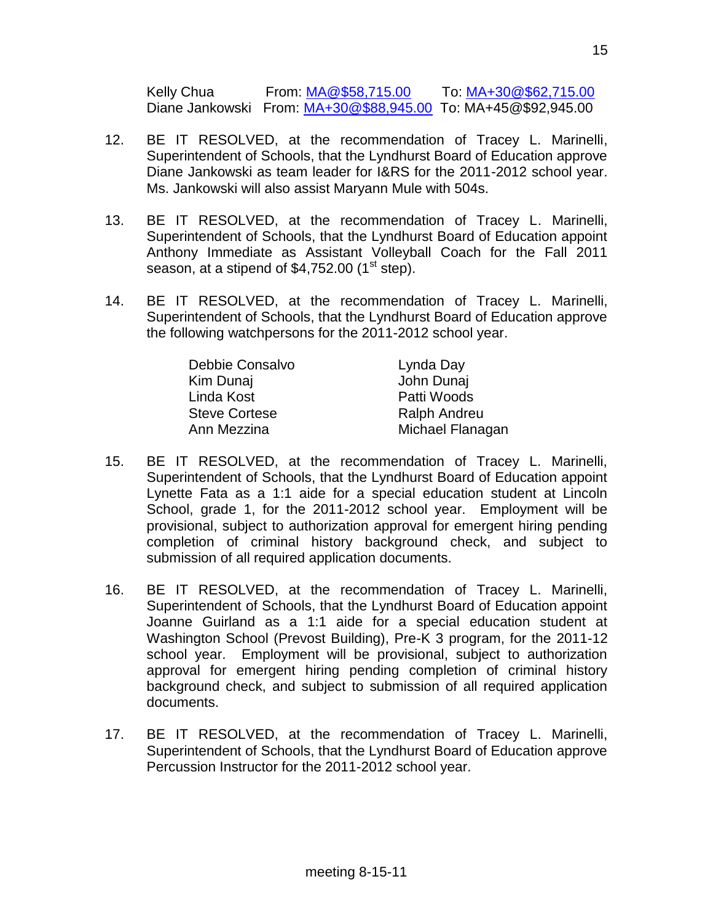Kelly Chua From: MA@$58,715.00 To: MA+30@$62,715.00
Diane Jankowski From: MA+30@$88,945.00 To: MA+45@$92,945.00

12. BE IT RESOLVED, at the recommendation of Tracey L. Marinelli, Superintendent of Schools, that the Lyndhurst Board of Education approve Diane Jankowski as team leader for I&RS for the 2011-2012 school year. Ms. Jankowski will also assist Maryann Mule with 504s.

13. BE IT RESOLVED, at the recommendation of Tracey L. Marinelli, Superintendent of Schools, that the Lyndhurst Board of Education appoint Anthony Immediate as Assistant Volleyball Coach for the Fall 2011 season, at a stipend of $4,752.00 (1st step).

14. BE IT RESOLVED, at the recommendation of Tracey L. Marinelli, Superintendent of Schools, that the Lyndhurst Board of Education approve the following watchpersons for the 2011-2012 school year.

| | |
|---|---|
| Debbie Consalvo | Lynda Day |
| Kim Dunaj | John Dunaj |
| Linda Kost | Patti Woods |
| Steve Cortese | Ralph Andreu |
| Ann Mezzina | Michael Flanagan |

15. BE IT RESOLVED, at the recommendation of Tracey L. Marinelli, Superintendent of Schools, that the Lyndhurst Board of Education appoint Lynette Fata as a 1:1 aide for a special education student at Lincoln School, grade 1, for the 2011-2012 school year. Employment will be provisional, subject to authorization approval for emergent hiring pending completion of criminal history background check, and subject to submission of all required application documents.

16. BE IT RESOLVED, at the recommendation of Tracey L. Marinelli, Superintendent of Schools, that the Lyndhurst Board of Education appoint Joanne Guirland as a 1:1 aide for a special education student at Washington School (Prevost Building), Pre-K 3 program, for the 2011-12 school year. Employment will be provisional, subject to authorization approval for emergent hiring pending completion of criminal history background check, and subject to submission of all required application documents.

17. BE IT RESOLVED, at the recommendation of Tracey L. Marinelli, Superintendent of Schools, that the Lyndhurst Board of Education approve Percussion Instructor for the 2011-2012 school year.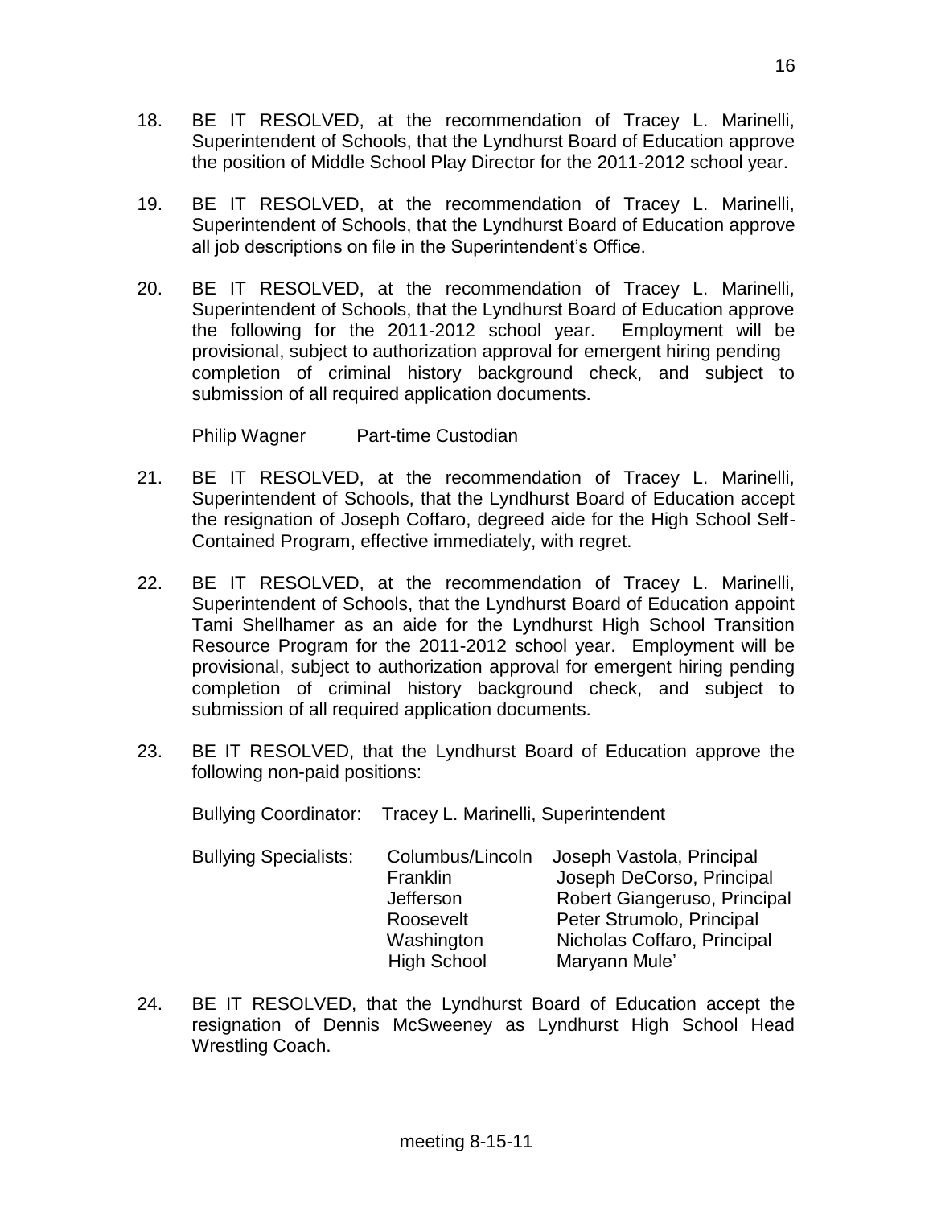18. BE IT RESOLVED, at the recommendation of Tracey L. Marinelli, Superintendent of Schools, that the Lyndhurst Board of Education approve the position of Middle School Play Director for the 2011-2012 school year.

19. BE IT RESOLVED, at the recommendation of Tracey L. Marinelli, Superintendent of Schools, that the Lyndhurst Board of Education approve all job descriptions on file in the Superintendent's Office.

20. BE IT RESOLVED, at the recommendation of Tracey L. Marinelli, Superintendent of Schools, that the Lyndhurst Board of Education approve the following for the 2011-2012 school year. Employment will be provisional, subject to authorization approval for emergent hiring pending completion of criminal history background check, and subject to submission of all required application documents.

    Philip Wagner    Part-time Custodian

21. BE IT RESOLVED, at the recommendation of Tracey L. Marinelli, Superintendent of Schools, that the Lyndhurst Board of Education accept the resignation of Joseph Coffaro, degreed aide for the High School Self-Contained Program, effective immediately, with regret.

22. BE IT RESOLVED, at the recommendation of Tracey L. Marinelli, Superintendent of Schools, that the Lyndhurst Board of Education appoint Tami Shellhamer as an aide for the Lyndhurst High School Transition Resource Program for the 2011-2012 school year. Employment will be provisional, subject to authorization approval for emergent hiring pending completion of criminal history background check, and subject to submission of all required application documents.

23. BE IT RESOLVED, that the Lyndhurst Board of Education approve the following non-paid positions:

    Bullying Coordinator: Tracey L. Marinelli, Superintendent

| Bullying Specialists: | Columbus/Lincoln | Joseph Vastola, Principal |
|---|---|---|
| | Franklin | Joseph DeCorso, Principal |
| | Jefferson | Robert Giangeruso, Principal |
| | Roosevelt | Peter Strumolo, Principal |
| | Washington | Nicholas Coffaro, Principal |
| | High School | Maryann Mule' |

24. BE IT RESOLVED, that the Lyndhurst Board of Education accept the resignation of Dennis McSweeney as Lyndhurst High School Head Wrestling Coach.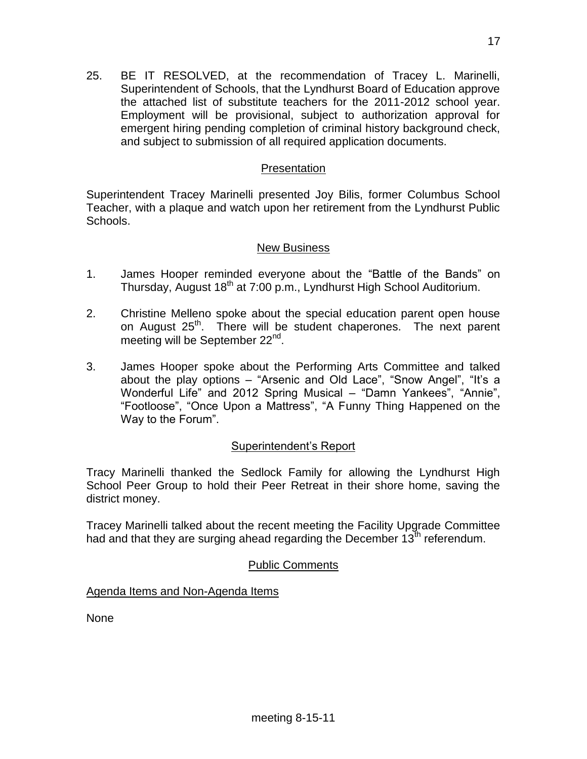25. BE IT RESOLVED, at the recommendation of Tracey L. Marinelli, Superintendent of Schools, that the Lyndhurst Board of Education approve the attached list of substitute teachers for the 2011-2012 school year. Employment will be provisional, subject to authorization approval for emergent hiring pending completion of criminal history background check, and subject to submission of all required application documents.

## Presentation

Superintendent Tracey Marinelli presented Joy Bilis, former Columbus School Teacher, with a plaque and watch upon her retirement from the Lyndhurst Public Schools.

## New Business

1. James Hooper reminded everyone about the "Battle of the Bands" on Thursday, August 18th at 7:00 p.m., Lyndhurst High School Auditorium.

2. Christine Melleno spoke about the special education parent open house on August 25th. There will be student chaperones. The next parent meeting will be September 22nd.

3. James Hooper spoke about the Performing Arts Committee and talked about the play options – "Arsenic and Old Lace", "Snow Angel", "It's a Wonderful Life" and 2012 Spring Musical – "Damn Yankees", "Annie", "Footloose", "Once Upon a Mattress", "A Funny Thing Happened on the Way to the Forum".

## Superintendent's Report

Tracy Marinelli thanked the Sedlock Family for allowing the Lyndhurst High School Peer Group to hold their Peer Retreat in their shore home, saving the district money.

Tracey Marinelli talked about the recent meeting the Facility Upgrade Committee had and that they are surging ahead regarding the December 13th referendum.

## Public Comments

Agenda Items and Non-Agenda Items

None

meeting 8-15-11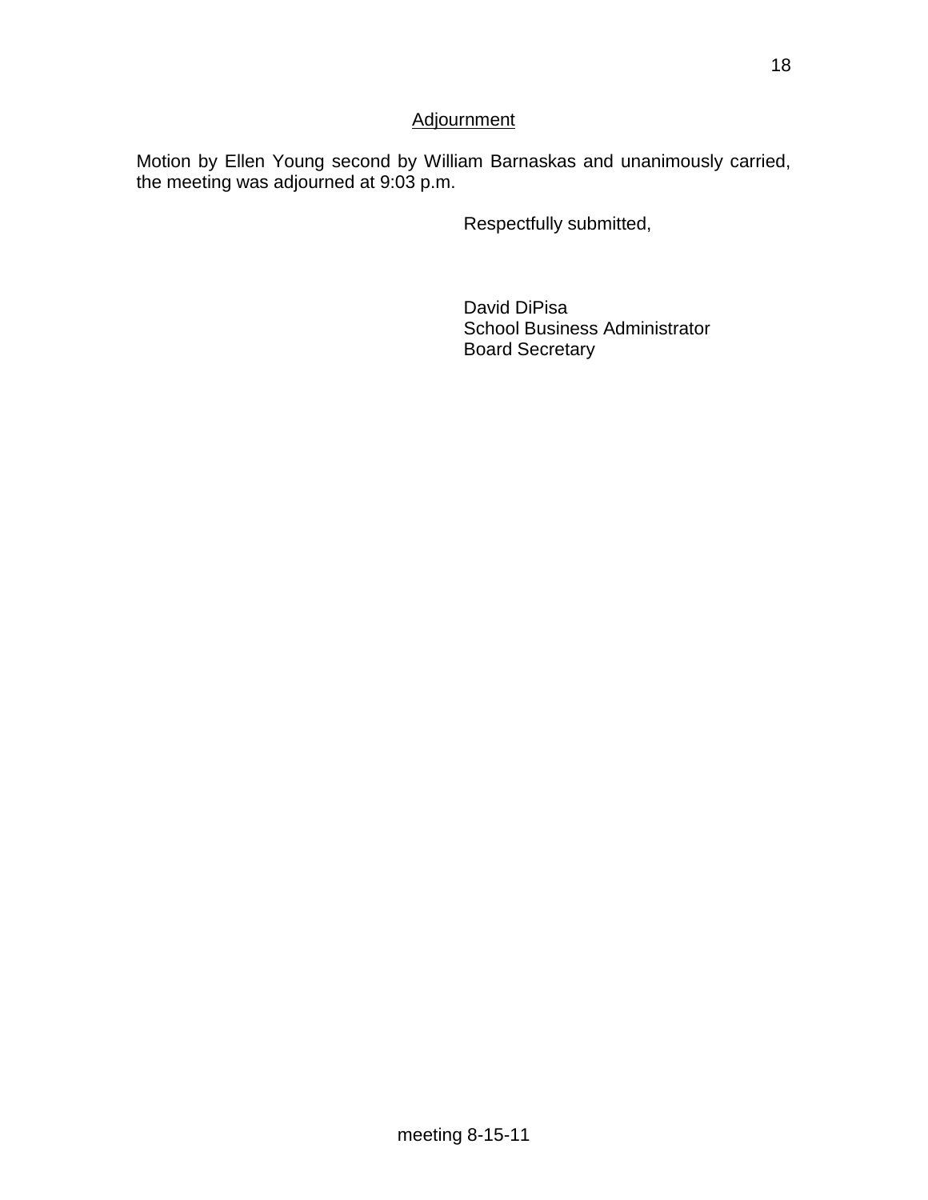## Adjournment

Motion by Ellen Young second by William Barnaskas and unanimously carried, the meeting was adjourned at 9:03 p.m.

Respectfully submitted,

David DiPisa
School Business Administrator
Board Secretary